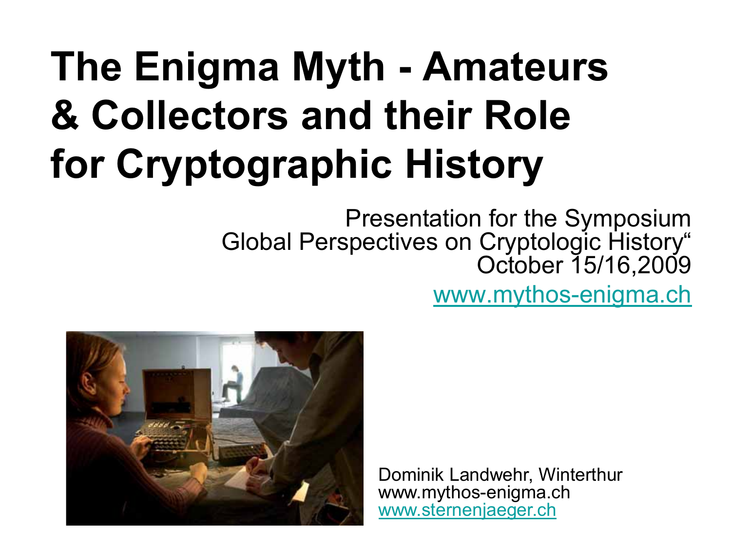# The Enigma Myth - Amateurs & Collectors and their Role for Cryptographic History

Presentation for the Symposium
Global Perspectives on Cryptologic History“
October 15/16,2009

www.mythos-enigma.ch

Dominik Landwehr, Winterthur
www.mythos-enigma.ch
www.sternenjaeger.ch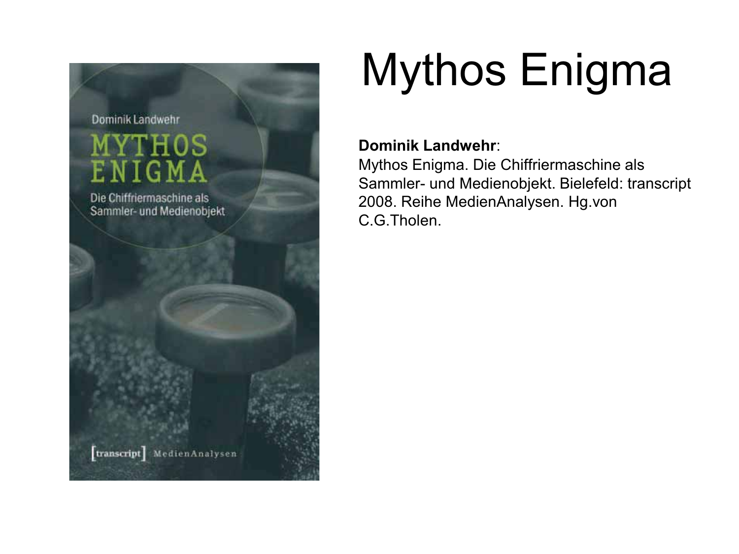# Mythos Enigma

**Dominik Landwehr**:
Mythos Enigma. Die Chiffriermaschine als Sammler- und Medienobjekt. Bielefeld: transcript 2008. Reihe MedienAnalysen. Hg.von C.G.Tholen.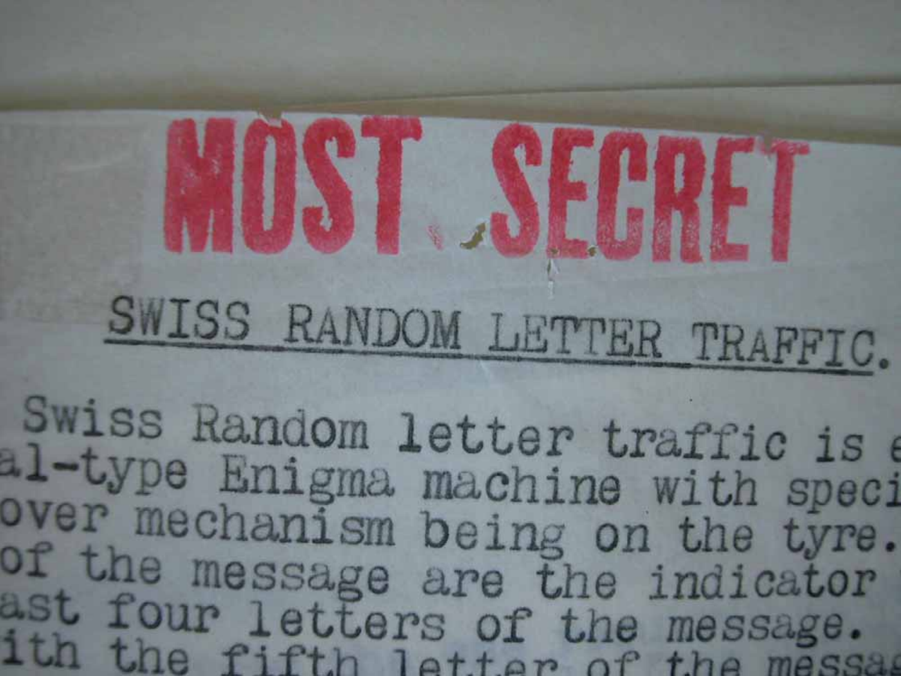# MOST SECRET

## SWISS RANDOM LETTER TRAFFIC.

Swiss Random letter traffic is e
al-type Enigma machine with speci
over mechanism being on the tyre.
of the message are the indicator
ast four letters of the message.
ith the fifth letter of the messa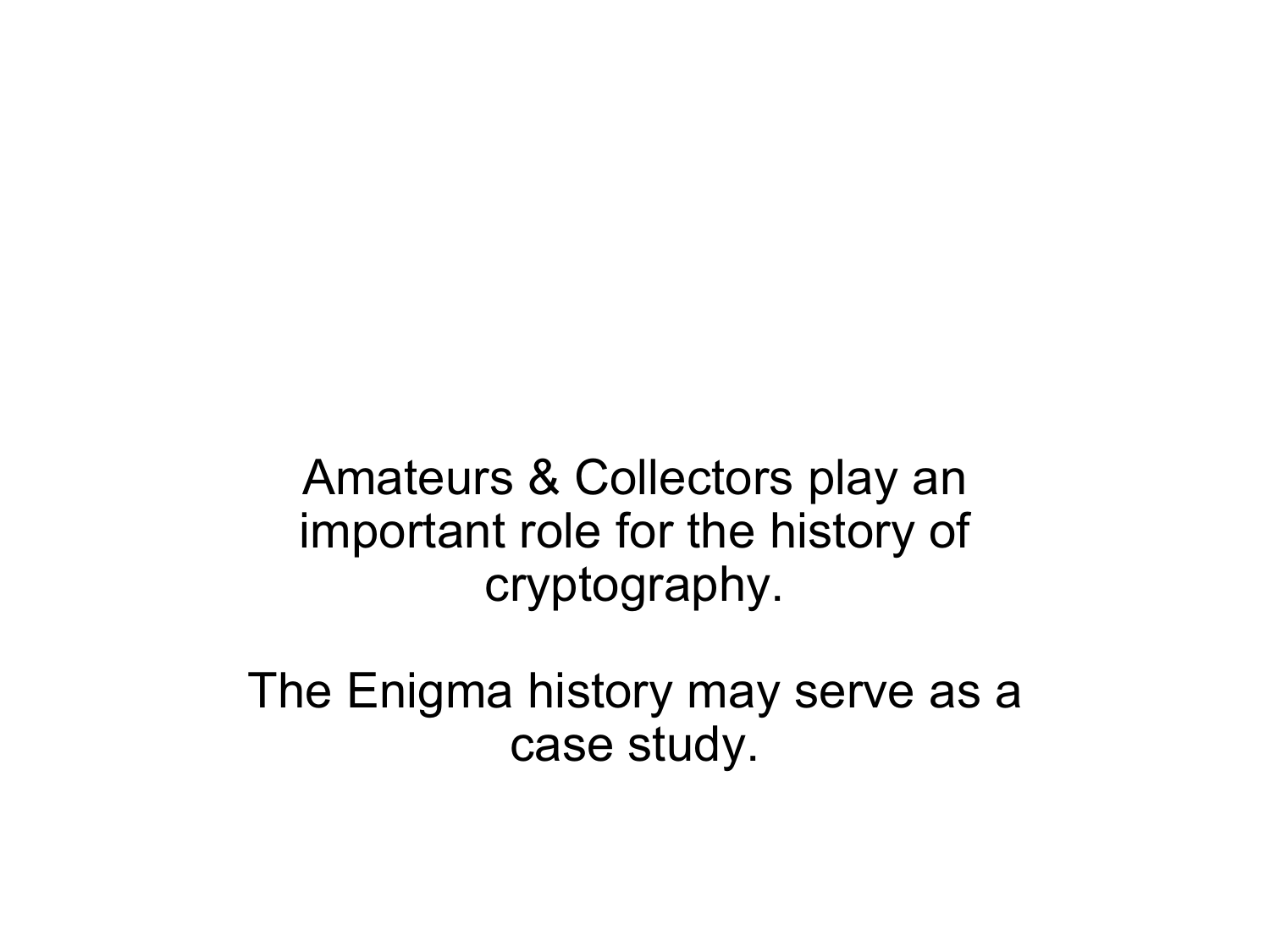Amateurs & Collectors play an important role for the history of cryptography.

The Enigma history may serve as a case study.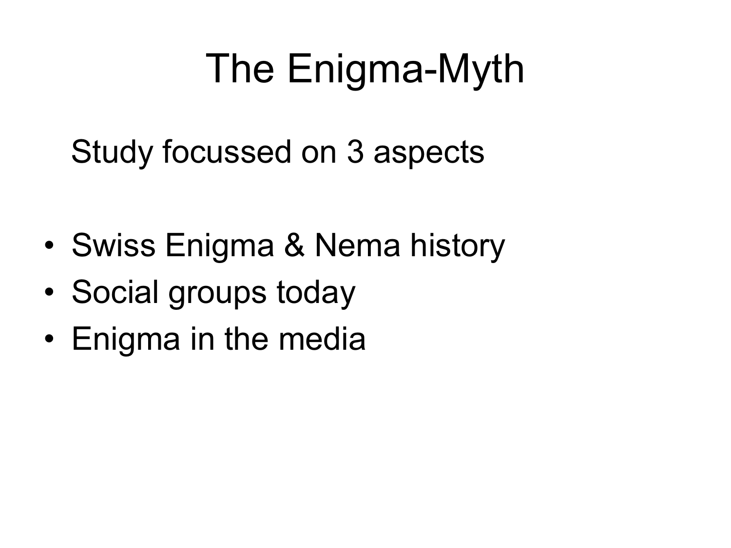# The Enigma-Myth

Study focussed on 3 aspects

- Swiss Enigma & Nema history
- Social groups today
- Enigma in the media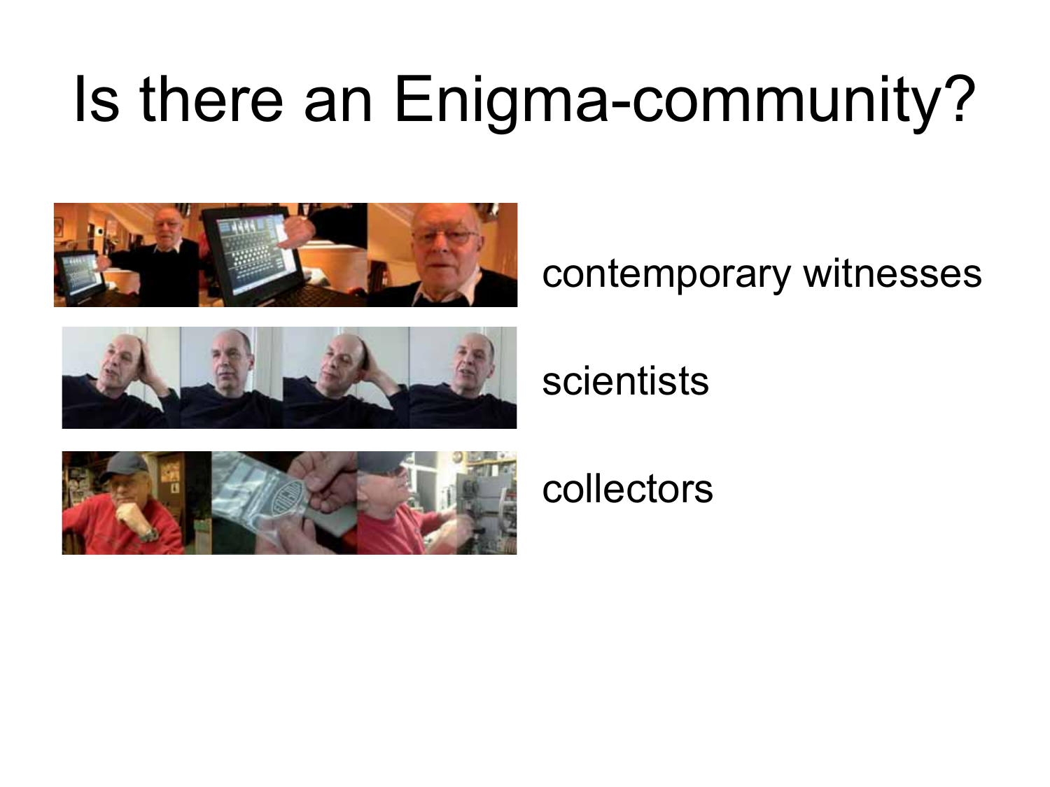# Is there an Enigma-community?

contemporary witnesses

scientists

collectors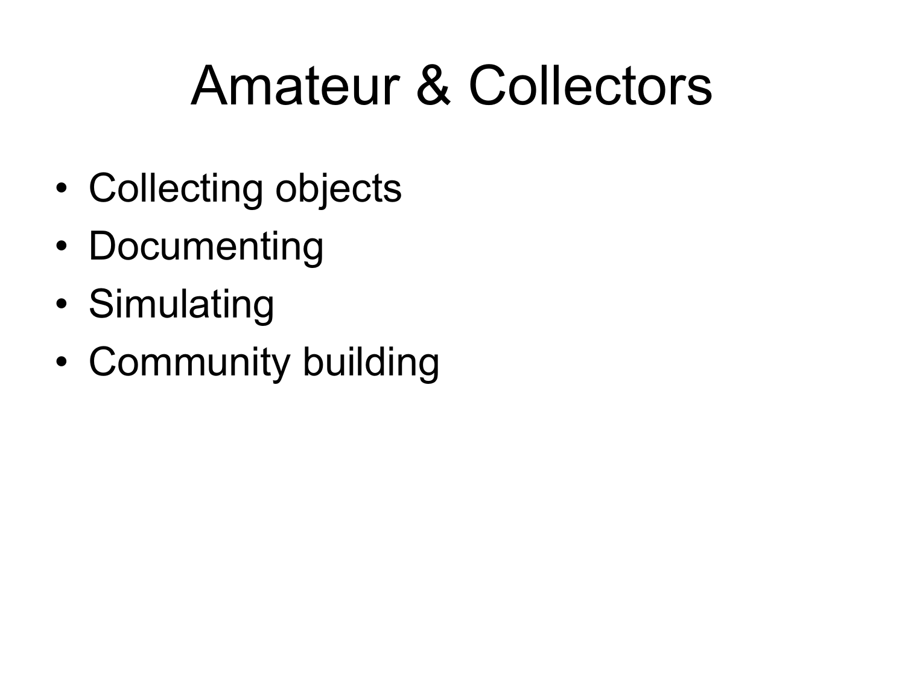# Amateur & Collectors

- Collecting objects
- Documenting
- Simulating
- Community building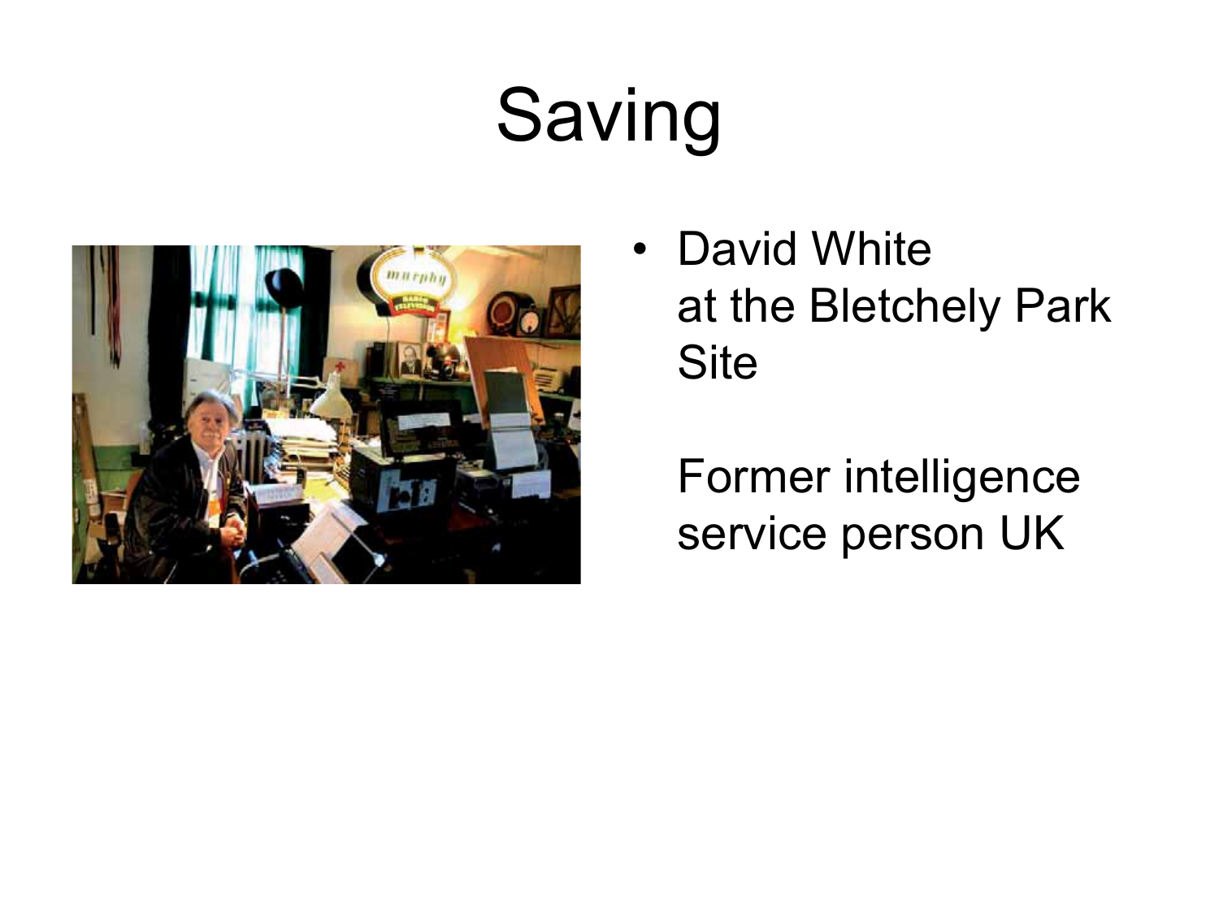# Saving

- David White
  at the Bletchely Park
  Site

  Former intelligence
  service person UK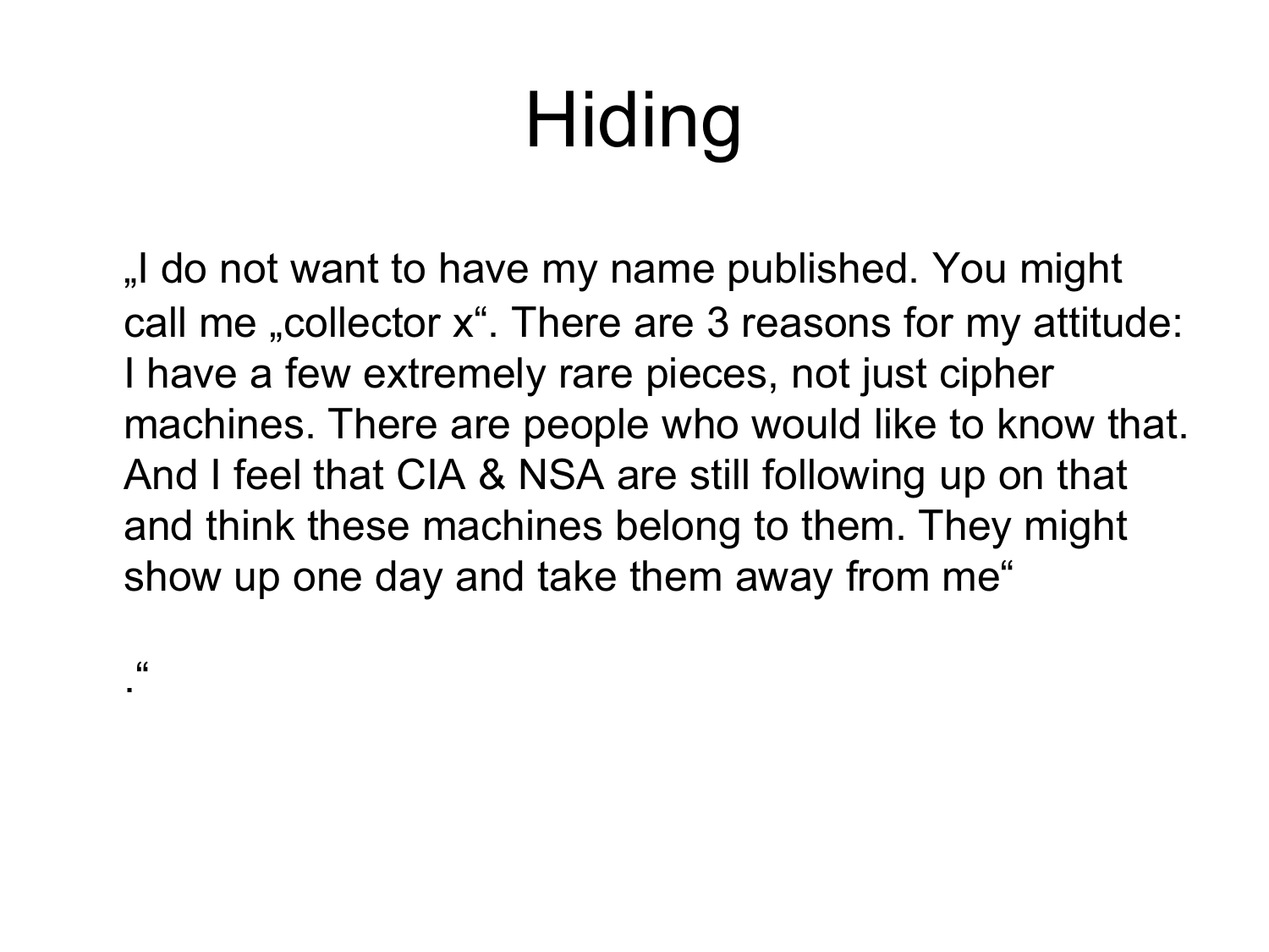# Hiding

„I do not want to have my name published. You might call me „collector x". There are 3 reasons for my attitude: I have a few extremely rare pieces, not just cipher machines. There are people who would like to know that. And I feel that CIA & NSA are still following up on that and think these machines belong to them. They might show up one day and take them away from me"

."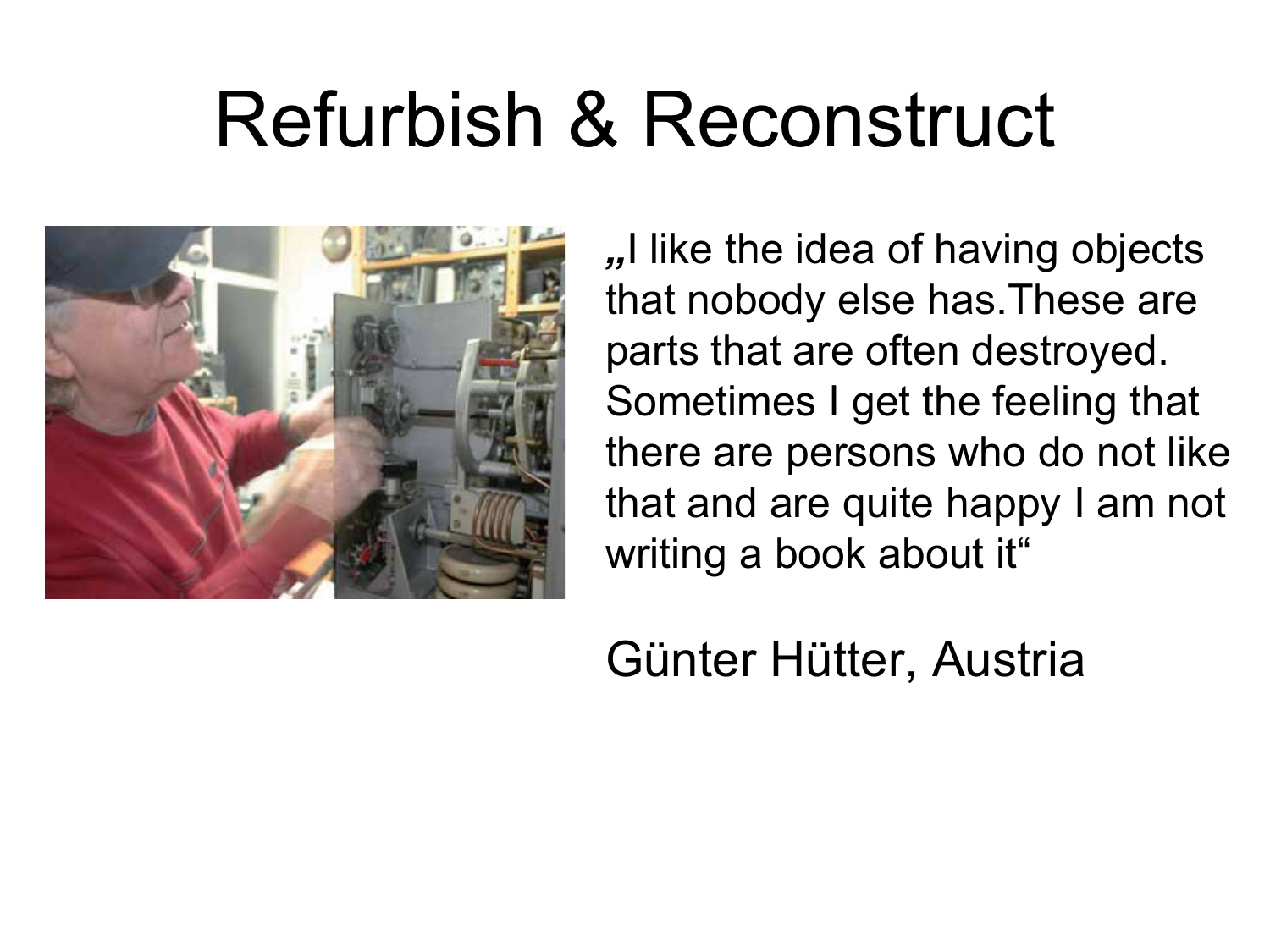# Refurbish & Reconstruct

„I like the idea of having objects that nobody else has.These are parts that are often destroyed. Sometimes I get the feeling that there are persons who do not like that and are quite happy I am not writing a book about it"

Günter Hütter, Austria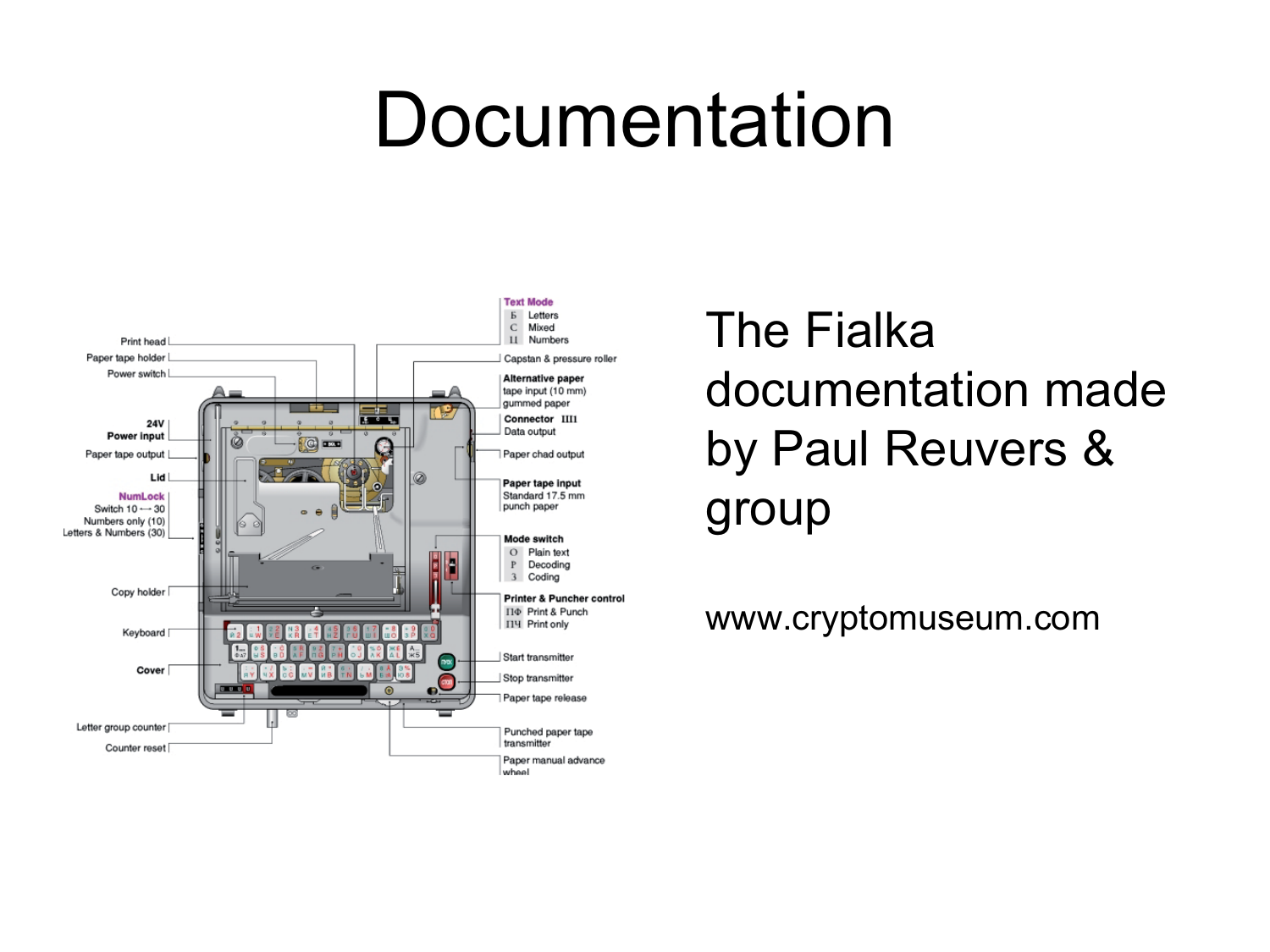# Documentation

Text Mode
Б Letters
С Mixed
Ц Numbers

Print head
Paper tape holder
Power switch
24V Power input
Paper tape output
Lid
NumLock
Switch 10 ⟷ 30
Numbers only (10)
Letters & Numbers (30)
Copy holder
Keyboard
Cover
Letter group counter
Counter reset

Capstan & pressure roller
Alternative paper tape input (10 mm) gummed paper
Connector Ш1
Data output
Paper chad output
Paper tape input
Standard 17.5 mm punch paper
Mode switch
О Plain text
Р Decoding
З Coding
Printer & Puncher control
ПФ Print & Punch
ПЧ Print only
Start transmitter
Stop transmitter
Paper tape release
Punched paper tape transmitter
Paper manual advance wheel

The Fialka documentation made by Paul Reuvers & group

www.cryptomuseum.com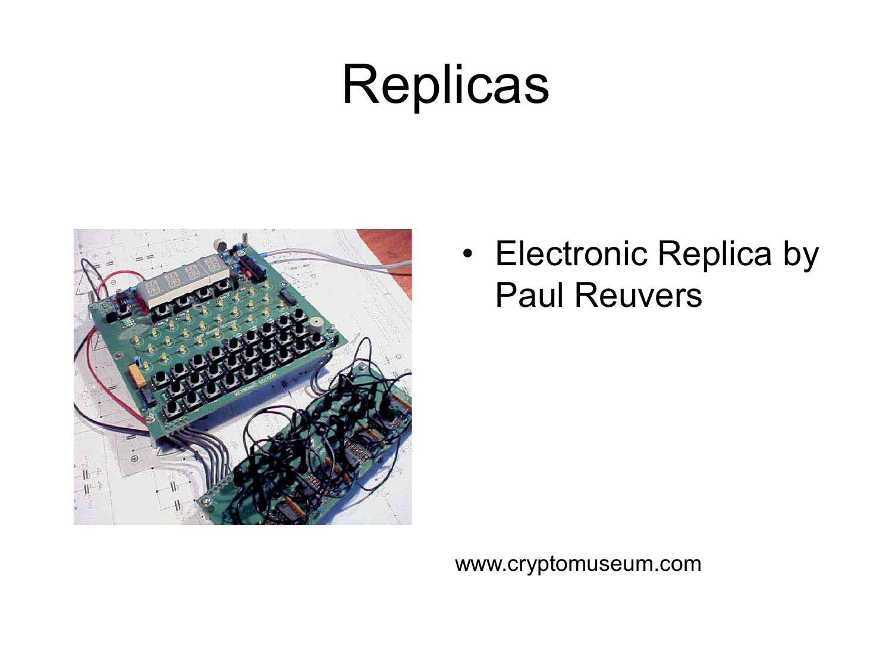# Replicas

- Electronic Replica by Paul Reuvers

www.cryptomuseum.com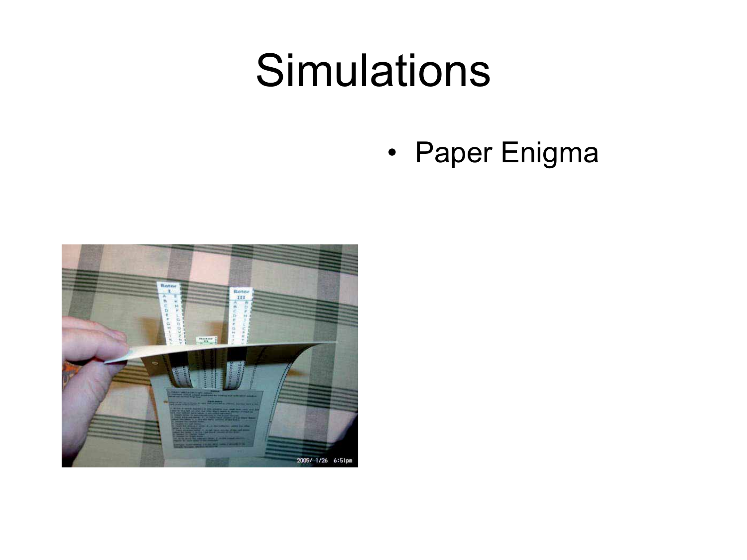# Simulations

- Paper Enigma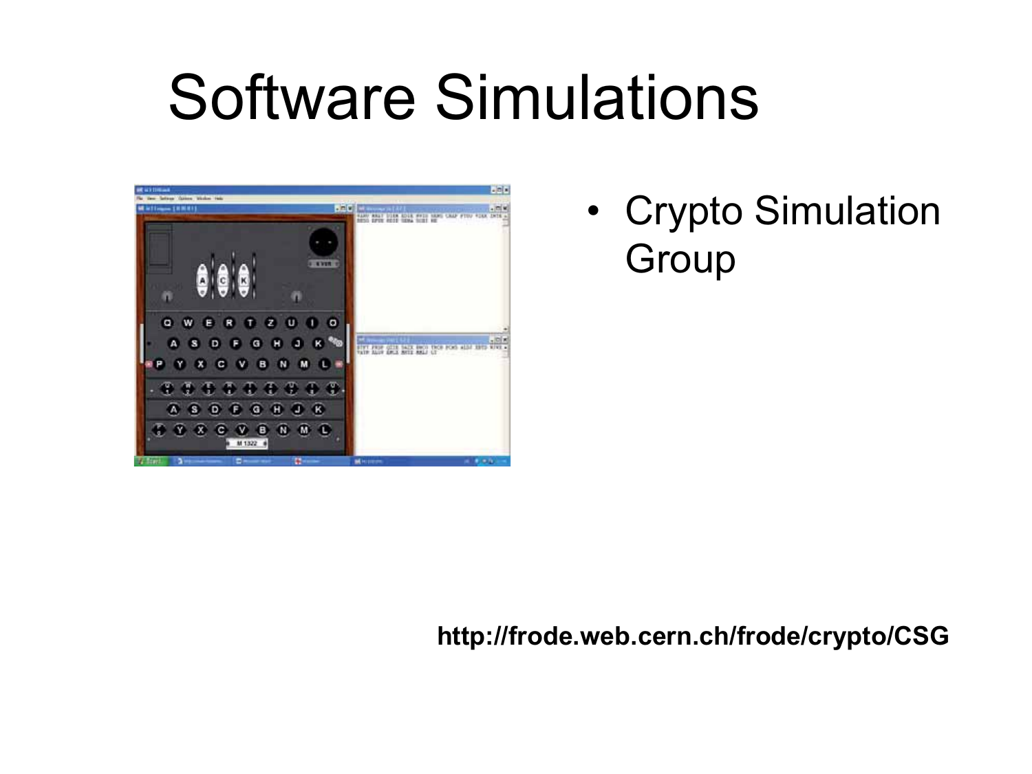# Software Simulations

- Crypto Simulation Group

**http://frode.web.cern.ch/frode/crypto/CSG**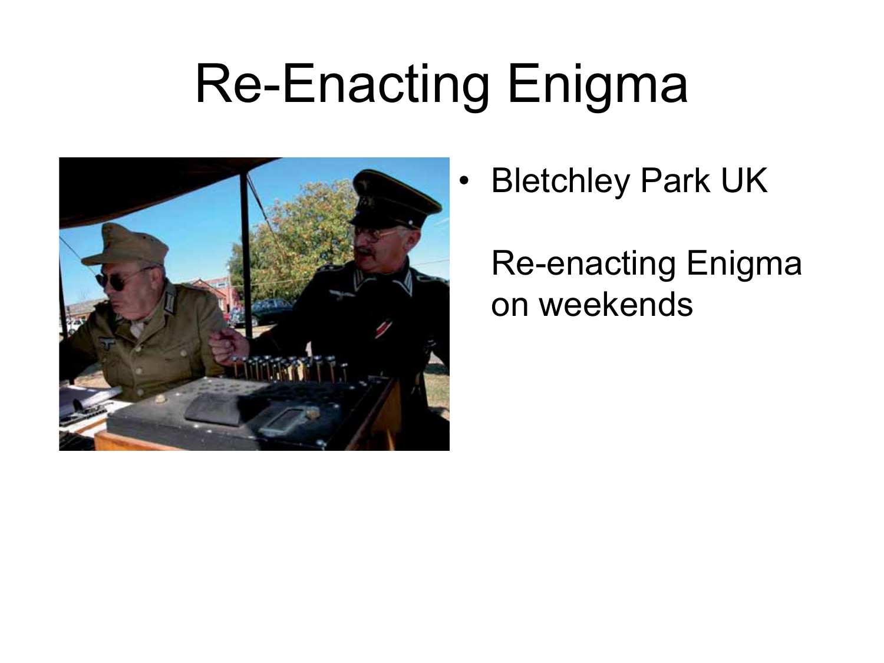# Re-Enacting Enigma

- Bletchley Park UK

  Re-enacting Enigma on weekends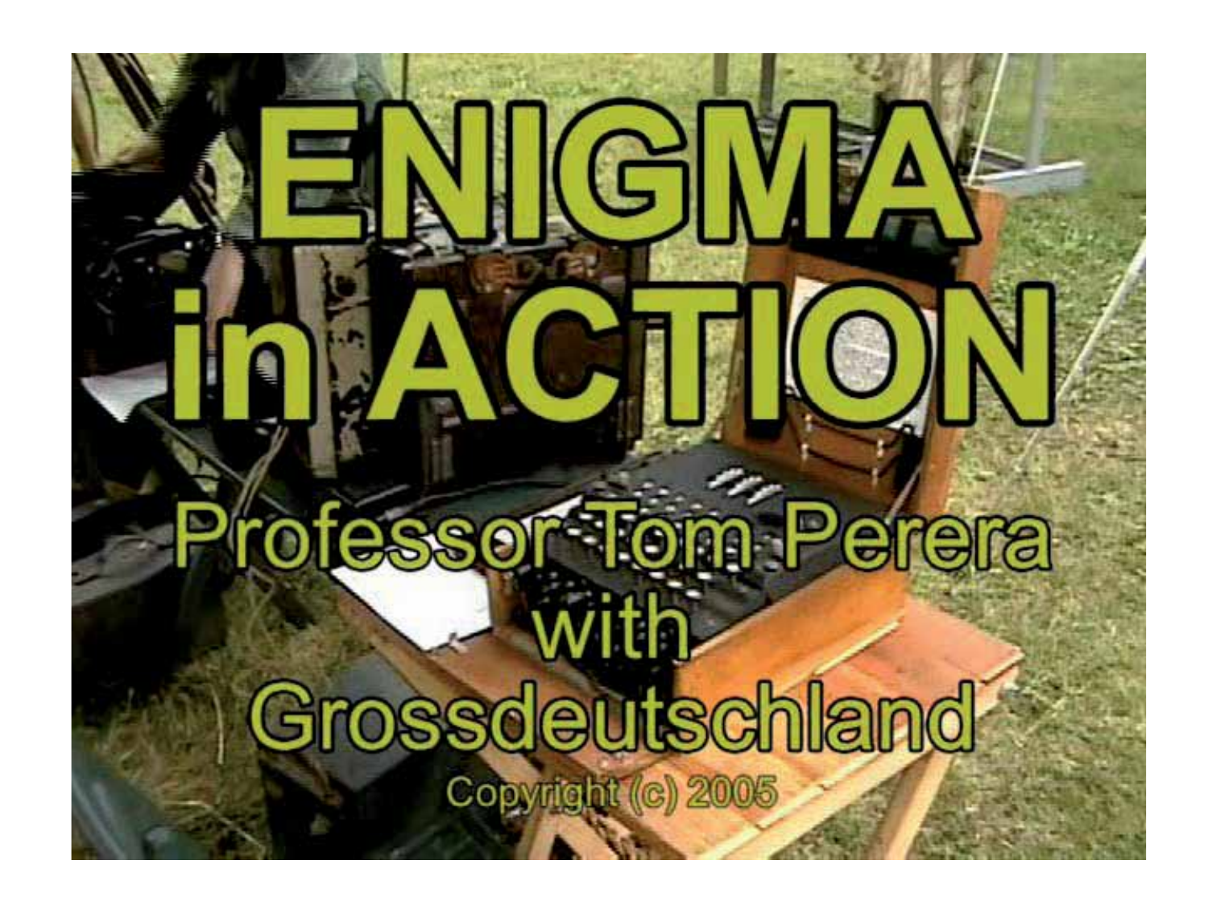# ENIGMA in ACTION

Professor Tom Perera

with

Grossdeutschland

Copyright (c) 2005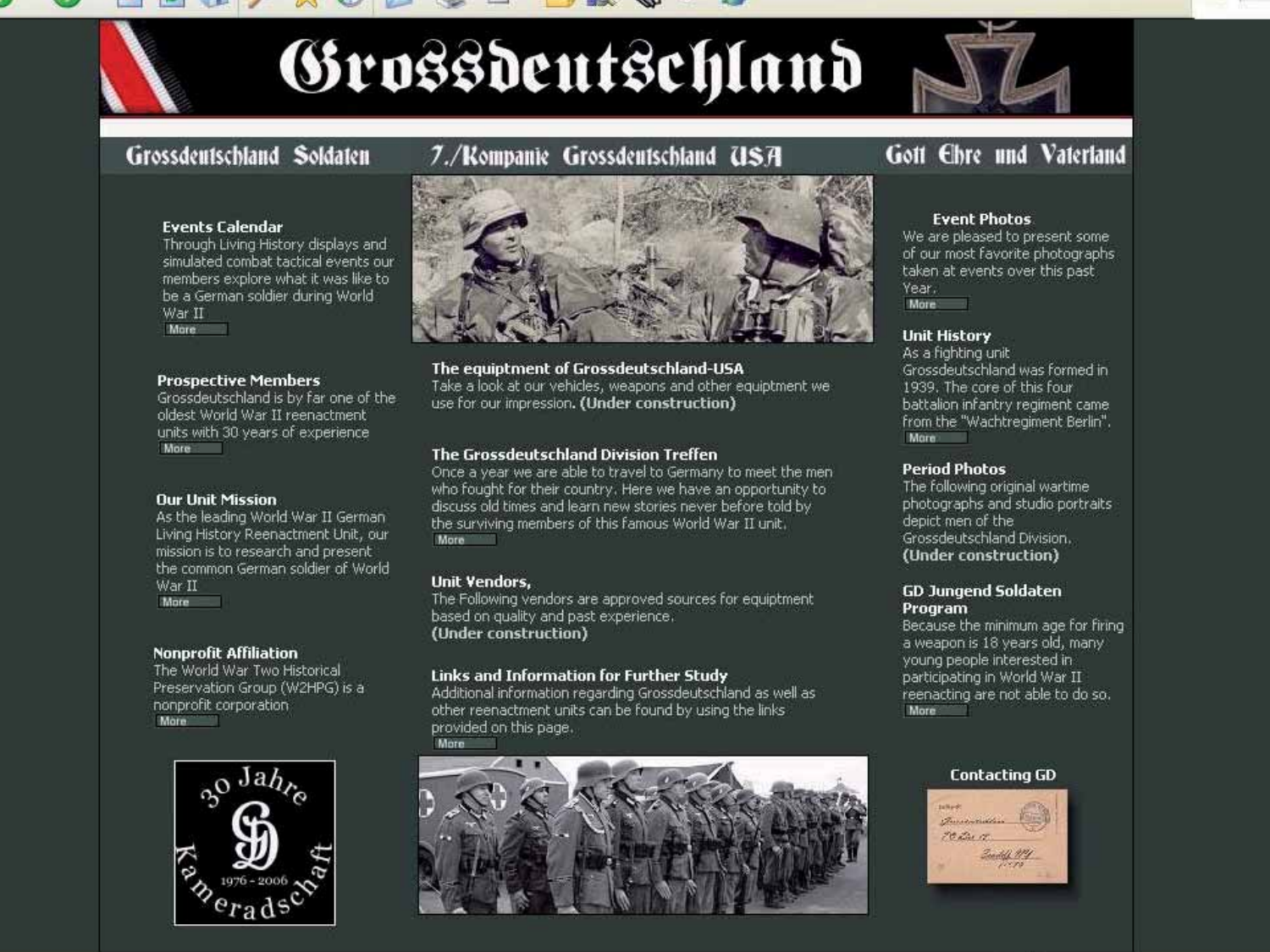# Grossdeutschland

Grossdeutschland Soldaten | 7./Kompanie Grossdeutschland USA | Gott Ehre und Vaterland

**Events Calendar**
Through Living History displays and simulated combat tactical events our members explore what it was like to be a German soldier during World War II
More

**Prospective Members**
Grossdeutschland is by far one of the oldest World War II reenactment units with 30 years of experience
More

**Our Unit Mission**
As the leading World War II German Living History Reenactment Unit, our mission is to research and present the common German soldier of World War II
More

**Nonprofit Affiliation**
The World War Two Historical Preservation Group (W2HPG) is a nonprofit corporation
More

30 Jahre Kameradschaft 1976 - 2006

**The equiptment of Grossdeutschland-USA**
Take a look at our vehicles, weapons and other equiptment we use for our impression. **(Under construction)**

**The Grossdeutschland Division Treffen**
Once a year we are able to travel to Germany to meet the men who fought for their country. Here we have an opportunity to discuss old times and learn new stories never before told by the surviving members of this famous World War II unit.
More

**Unit Vendors,**
The Following vendors are approved sources for equiptment based on quality and past experience.
**(Under construction)**

**Links and Information for Further Study**
Additional information regarding Grossdeutschland as well as other reenactment units can be found by using the links provided on this page.
More

**Event Photos**
We are pleased to present some of our most favorite photographs taken at events over this past Year.
More

**Unit History**
As a fighting unit Grossdeutschland was formed in 1939. The core of this four battalion infantry regiment came from the "Wachtregiment Berlin".
More

**Period Photos**
The following original wartime photographs and studio portraits depict men of the Grossdeutschland Division.
**(Under construction)**

**GD Jungend Soldaten Program**
Because the minimum age for firing a weapon is 18 years old, many young people interested in participating in World War II reenacting are not able to do so.
More

**Contacting GD**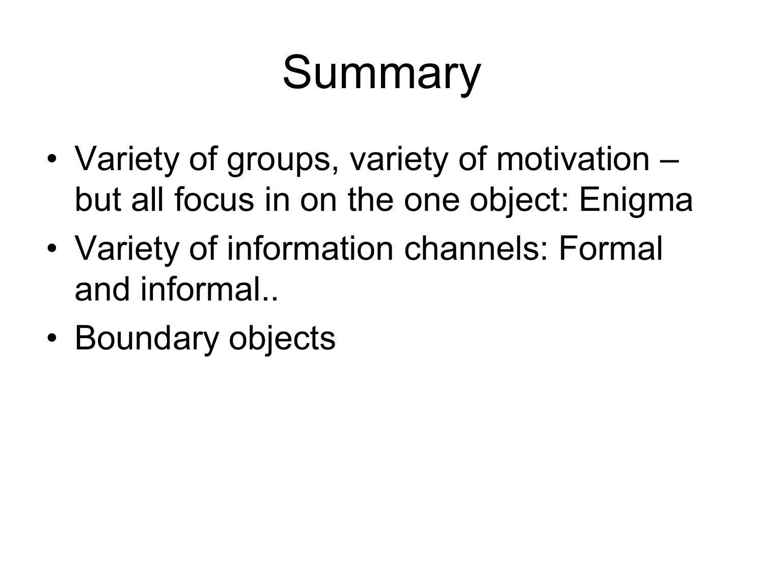# Summary

- Variety of groups, variety of motivation – but all focus in on the one object: Enigma
- Variety of information channels: Formal and informal..
- Boundary objects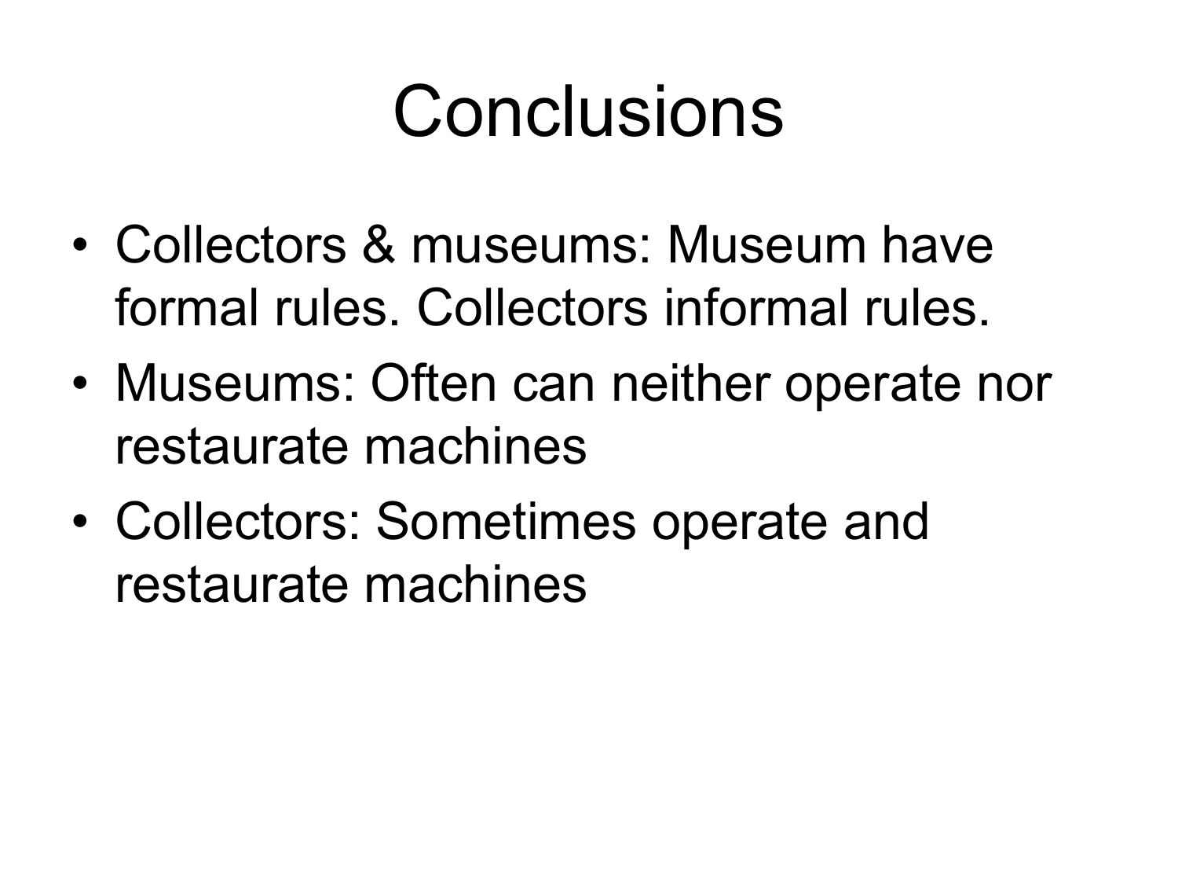# Conclusions

- Collectors & museums: Museum have formal rules. Collectors informal rules.
- Museums: Often can neither operate nor restaurate machines
- Collectors: Sometimes operate and restaurate machines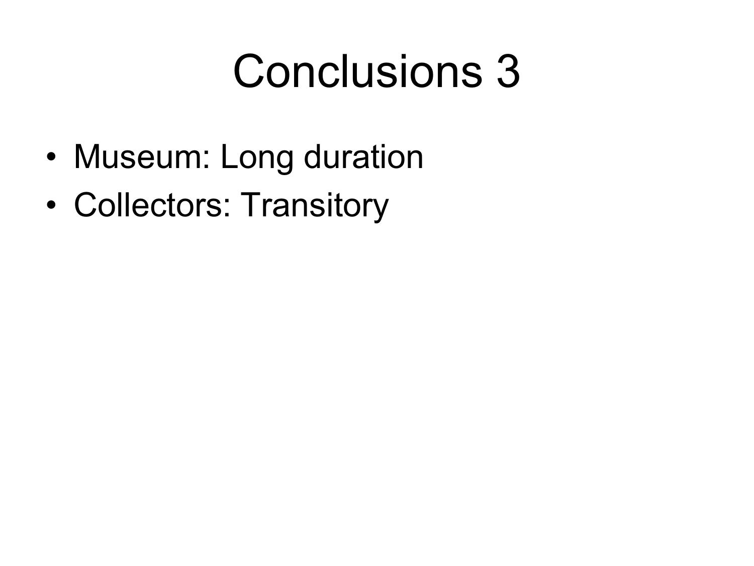# Conclusions 3

- Museum: Long duration
- Collectors: Transitory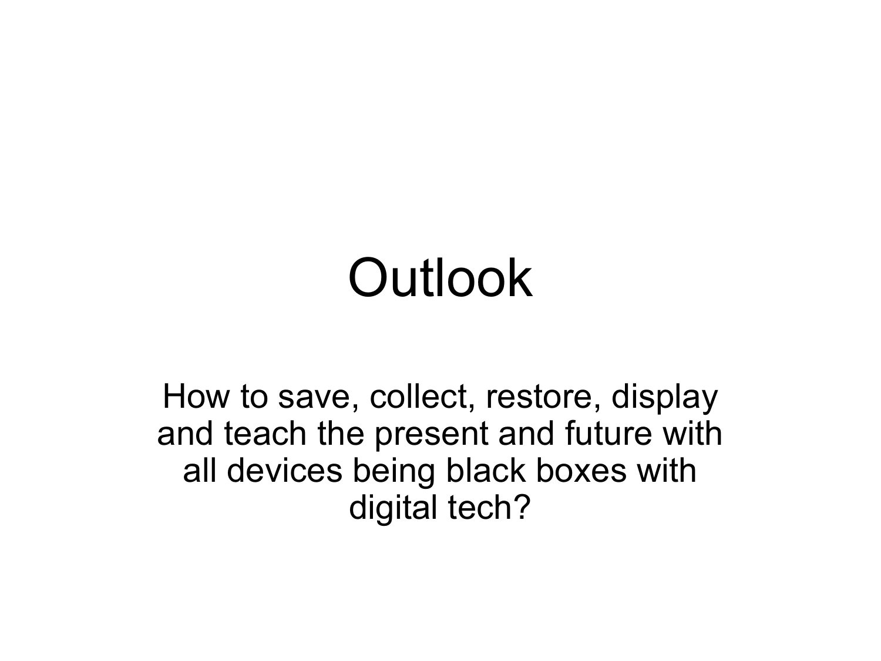# Outlook

How to save, collect, restore, display and teach the present and future with all devices being black boxes with digital tech?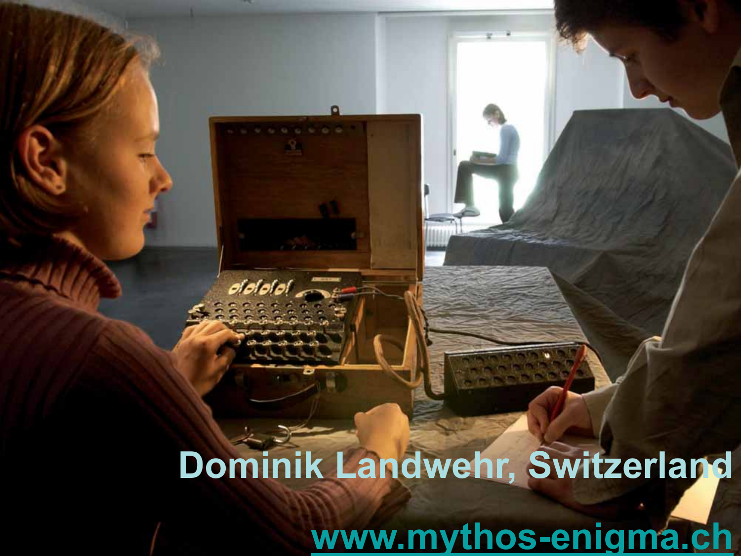Dominik Landwehr, Switzerland

www.mythos-enigma.ch